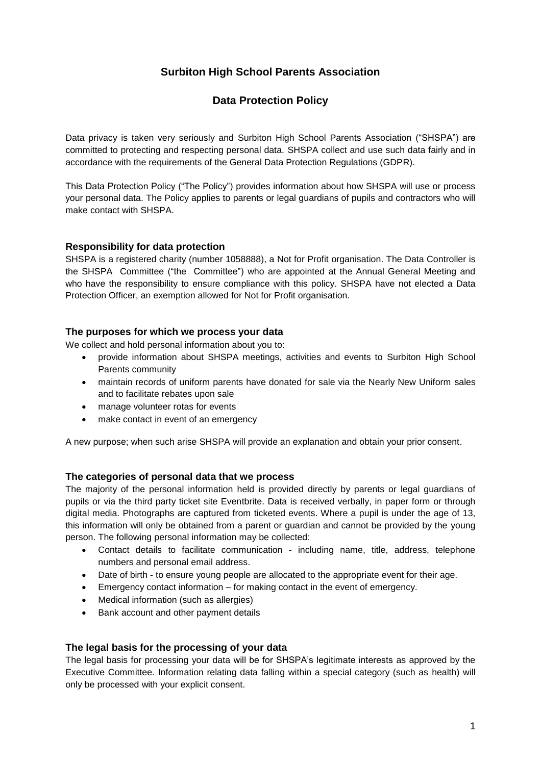# Surbiton High School Parents Association

## Data Protection Policy

Data privacy is taken very seriously and Surbiton High School Parents Association ("SHSPA") are committed to protecting and respecting personal data. SHSPA collect and use such data fairly and in accordance with the requirements of the General Data Protection Regulations (GDPR).

This Data Protection Policy ("The Policy") provides information about how SHSPA will use or process your personal data. The Policy applies to parents or legal guardians of pupils and contractors who will make contact with SHSPA.

### Responsibility for data protection

SHSPA is a registered charity (number 1058888), a Not for Profit organisation. The Data Controller is the SHSPA Committee ("the Committee") who are appointed at the Annual General Meeting and who have the responsibility to ensure compliance with this policy. SHSPA have not elected a Data Protection Officer, an exemption allowed for Not for Profit organisation.

### The purposes for which we process your data

We collect and hold personal information about you to:

- provide information about SHSPA meetings, activities and events to Surbiton High School Parents community
- maintain records of uniform parents have donated for sale via the Nearly New Uniform sales and to facilitate rebates upon sale
- manage volunteer rotas for events
- make contact in event of an emergency

A new purpose; when such arise SHSPA will provide an explanation and obtain your prior consent.

### The categories of personal data that we process

The majority of the personal information held is provided directly by parents or legal guardians of pupils or via the third party ticket site Eventbrite. Data is received verbally, in paper form or through digital media. Photographs are captured from ticketed events. Where a pupil is under the age of 13, this information will only be obtained from a parent or guardian and cannot be provided by the young person. The following personal information may be collected:

- Contact details to facilitate communication - including name, title, address, telephone numbers and personal email address.
- Date of birth - to ensure young people are allocated to the appropriate event for their age.
- Emergency contact information – for making contact in the event of emergency.
- Medical information (such as allergies)
- Bank account and other payment details

### The legal basis for the processing of your data

The legal basis for processing your data will be for SHSPA's legitimate interests as approved by the Executive Committee. Information relating data falling within a special category (such as health) will only be processed with your explicit consent.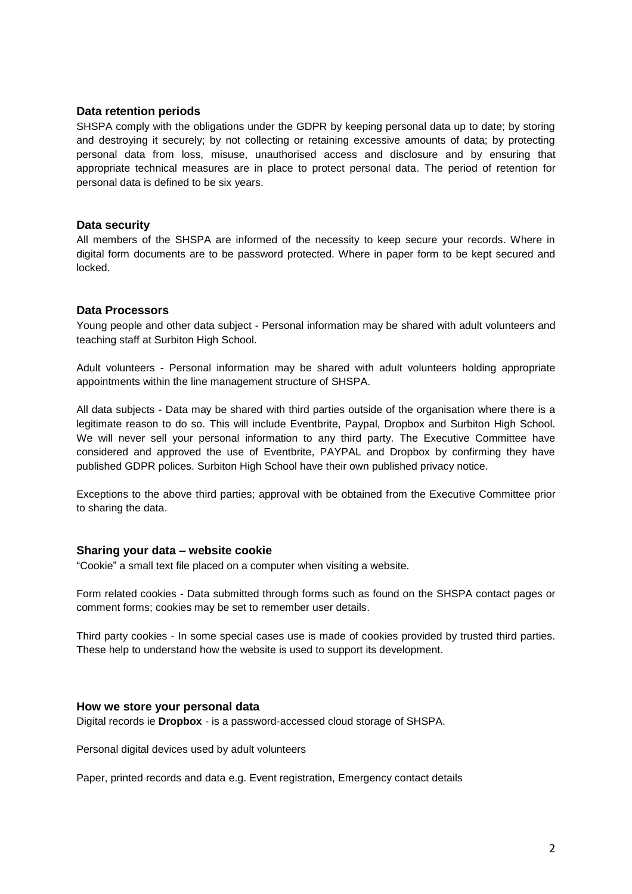## Data retention periods

SHSPA comply with the obligations under the GDPR by keeping personal data up to date; by storing and destroying it securely; by not collecting or retaining excessive amounts of data; by protecting personal data from loss, misuse, unauthorised access and disclosure and by ensuring that appropriate technical measures are in place to protect personal data. The period of retention for personal data is defined to be six years.

## Data security

All members of the SHSPA are informed of the necessity to keep secure your records. Where in digital form documents are to be password protected. Where in paper form to be kept secured and locked.

## Data Processors

Young people and other data subject - Personal information may be shared with adult volunteers and teaching staff at Surbiton High School.

Adult volunteers - Personal information may be shared with adult volunteers holding appropriate appointments within the line management structure of SHSPA.

All data subjects - Data may be shared with third parties outside of the organisation where there is a legitimate reason to do so. This will include Eventbrite, Paypal, Dropbox and Surbiton High School. We will never sell your personal information to any third party. The Executive Committee have considered and approved the use of Eventbrite, PAYPAL and Dropbox by confirming they have published GDPR polices. Surbiton High School have their own published privacy notice.

Exceptions to the above third parties; approval with be obtained from the Executive Committee prior to sharing the data.

## Sharing your data – website cookie

"Cookie" a small text file placed on a computer when visiting a website.

Form related cookies - Data submitted through forms such as found on the SHSPA contact pages or comment forms; cookies may be set to remember user details.

Third party cookies - In some special cases use is made of cookies provided by trusted third parties. These help to understand how the website is used to support its development.

## How we store your personal data

Digital records ie **Dropbox** - is a password-accessed cloud storage of SHSPA.

Personal digital devices used by adult volunteers

Paper, printed records and data e.g. Event registration, Emergency contact details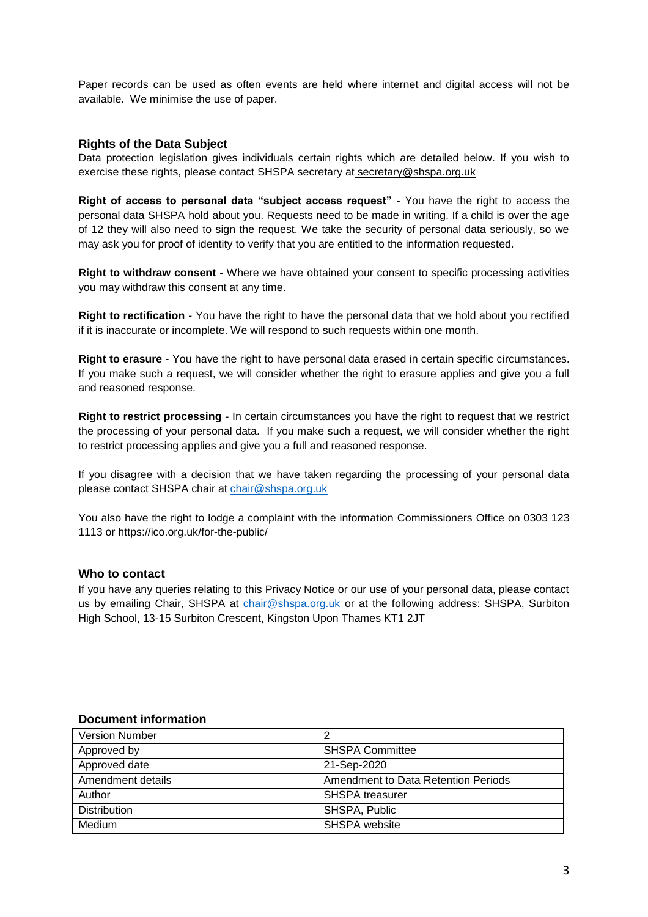Paper records can be used as often events are held where internet and digital access will not be available. We minimise the use of paper.

## Rights of the Data Subject

Data protection legislation gives individuals certain rights which are detailed below. If you wish to exercise these rights, please contact SHSPA secretary at secretary@shspa.org.uk

**Right of access to personal data "subject access request"** - You have the right to access the personal data SHSPA hold about you. Requests need to be made in writing. If a child is over the age of 12 they will also need to sign the request. We take the security of personal data seriously, so we may ask you for proof of identity to verify that you are entitled to the information requested.

**Right to withdraw consent** - Where we have obtained your consent to specific processing activities you may withdraw this consent at any time.

**Right to rectification** - You have the right to have the personal data that we hold about you rectified if it is inaccurate or incomplete. We will respond to such requests within one month.

**Right to erasure** - You have the right to have personal data erased in certain specific circumstances. If you make such a request, we will consider whether the right to erasure applies and give you a full and reasoned response.

**Right to restrict processing** - In certain circumstances you have the right to request that we restrict the processing of your personal data. If you make such a request, we will consider whether the right to restrict processing applies and give you a full and reasoned response.

If you disagree with a decision that we have taken regarding the processing of your personal data please contact SHSPA chair at chair@shspa.org.uk

You also have the right to lodge a complaint with the information Commissioners Office on 0303 123 1113 or https://ico.org.uk/for-the-public/

## Who to contact

If you have any queries relating to this Privacy Notice or our use of your personal data, please contact us by emailing Chair, SHSPA at chair@shspa.org.uk or at the following address: SHSPA, Surbiton High School, 13-15 Surbiton Crescent, Kingston Upon Thames KT1 2JT

## Document information

| Version Number | 2 |
|---|---|
| Approved by | SHSPA Committee |
| Approved date | 21-Sep-2020 |
| Amendment details | Amendment to Data Retention Periods |
| Author | SHSPA treasurer |
| Distribution | SHSPA, Public |
| Medium | SHSPA website |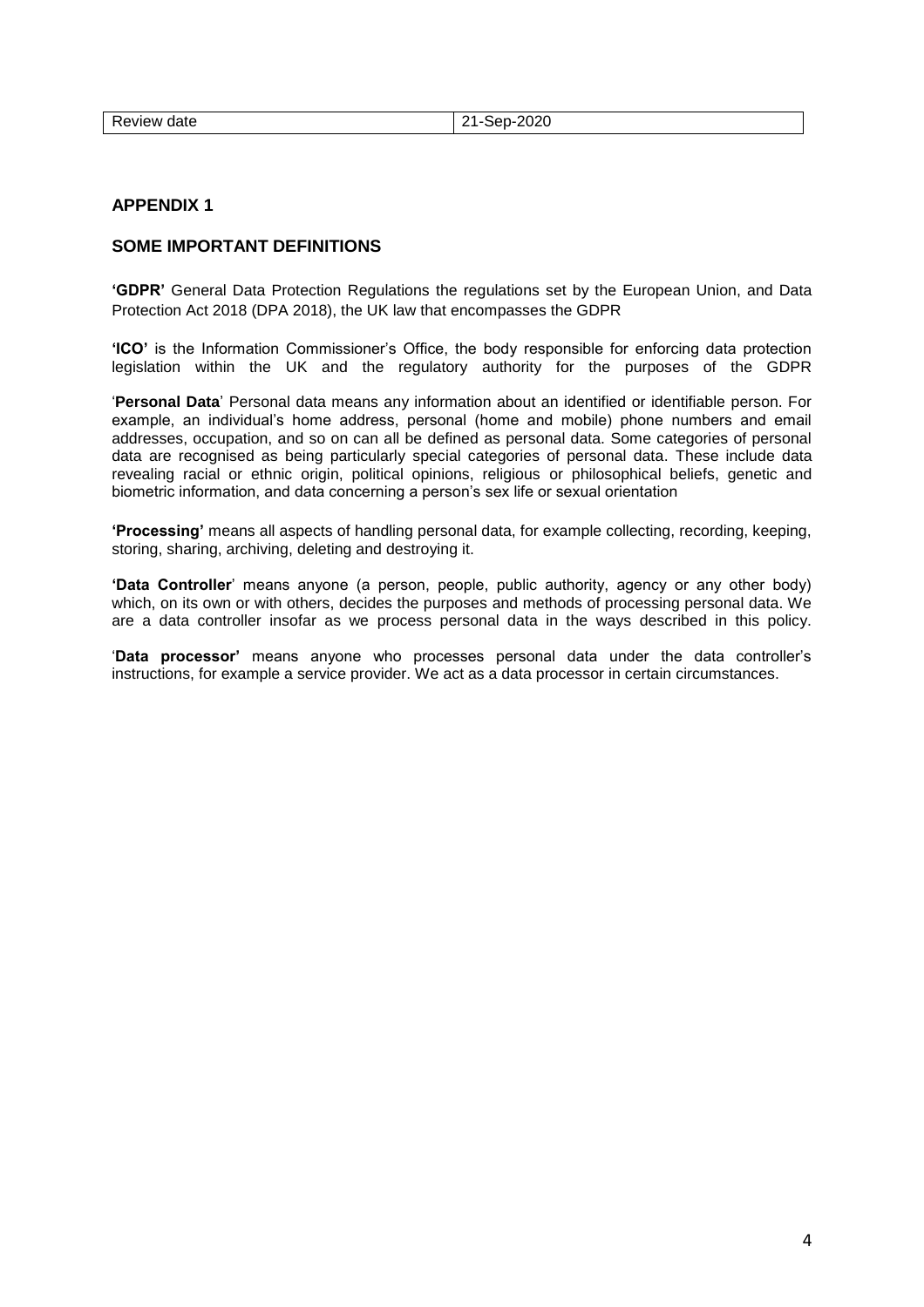| | |
|---|---|
| Review date | 21-Sep-2020 |

## APPENDIX 1

## SOME IMPORTANT DEFINITIONS

**'GDPR'** General Data Protection Regulations the regulations set by the European Union, and Data Protection Act 2018 (DPA 2018), the UK law that encompasses the GDPR

**'ICO'** is the Information Commissioner's Office, the body responsible for enforcing data protection legislation within the UK and the regulatory authority for the purposes of the GDPR

'**Personal Data**' Personal data means any information about an identified or identifiable person. For example, an individual's home address, personal (home and mobile) phone numbers and email addresses, occupation, and so on can all be defined as personal data. Some categories of personal data are recognised as being particularly special categories of personal data. These include data revealing racial or ethnic origin, political opinions, religious or philosophical beliefs, genetic and biometric information, and data concerning a person's sex life or sexual orientation

**'Processing'** means all aspects of handling personal data, for example collecting, recording, keeping, storing, sharing, archiving, deleting and destroying it.

**'Data Controller**' means anyone (a person, people, public authority, agency or any other body) which, on its own or with others, decides the purposes and methods of processing personal data. We are a data controller insofar as we process personal data in the ways described in this policy.

'**Data processor'** means anyone who processes personal data under the data controller's instructions, for example a service provider. We act as a data processor in certain circumstances.